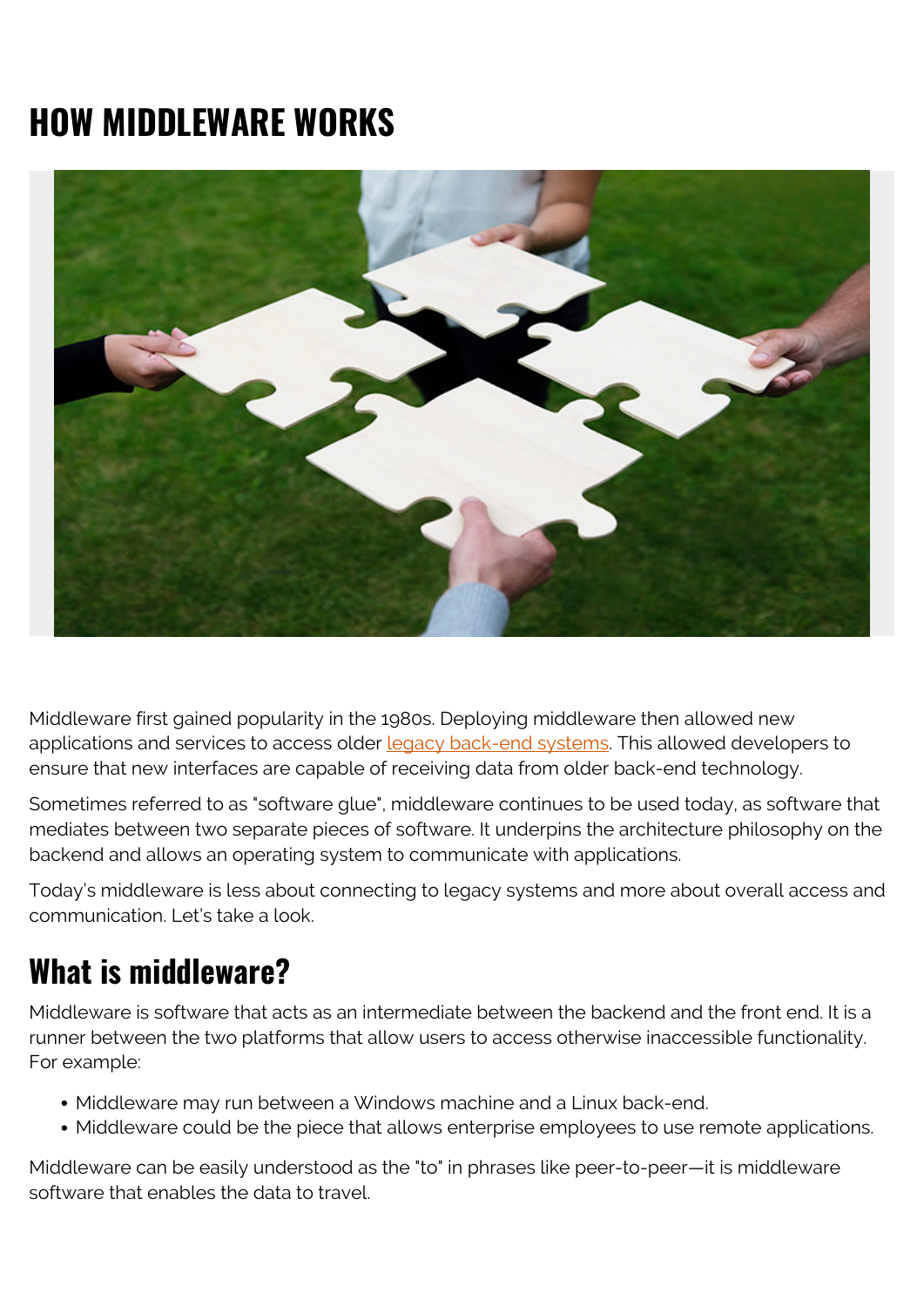# HOW MIDDLEWARE WORKS

Middleware first gained popularity in the 1980s. Deploying middleware then allowed new applications and services to access older legacy back-end systems. This allowed developers to ensure that new interfaces are capable of receiving data from older back-end technology.

Sometimes referred to as "software glue", middleware continues to be used today, as software that mediates between two separate pieces of software. It underpins the architecture philosophy on the backend and allows an operating system to communicate with applications.

Today's middleware is less about connecting to legacy systems and more about overall access and communication. Let's take a look.

## What is middleware?

Middleware is software that acts as an intermediate between the backend and the front end. It is a runner between the two platforms that allow users to access otherwise inaccessible functionality. For example:

- Middleware may run between a Windows machine and a Linux back-end.
- Middleware could be the piece that allows enterprise employees to use remote applications.

Middleware can be easily understood as the "to" in phrases like peer-to-peer—it is middleware software that enables the data to travel.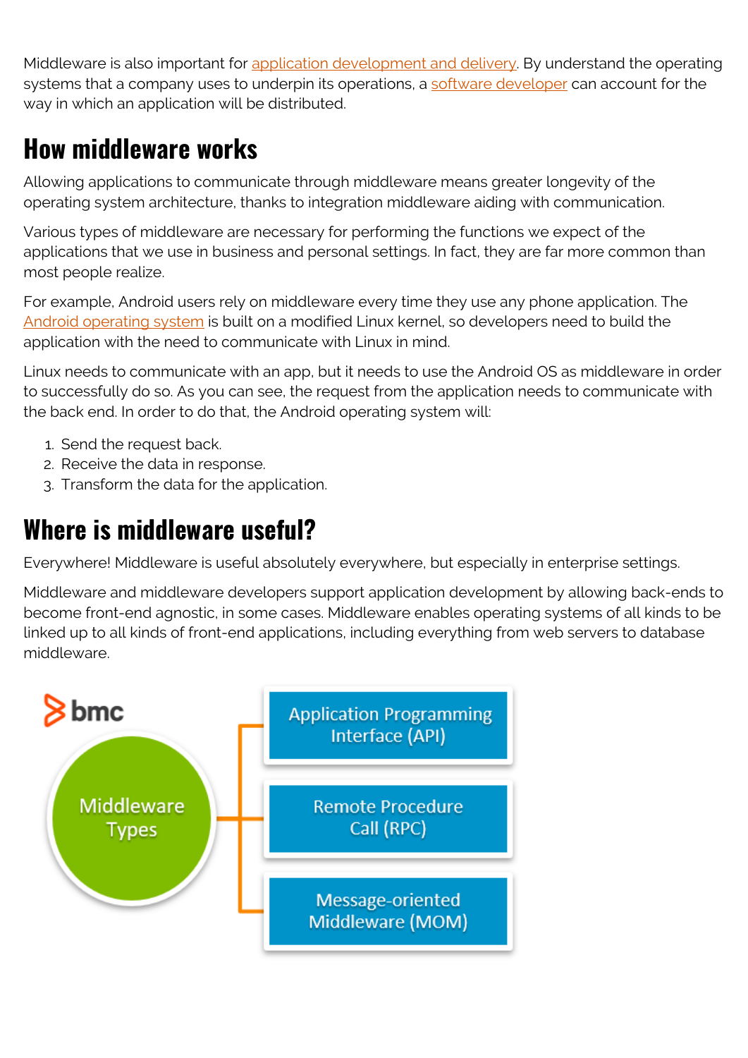Middleware is also important for application development and delivery. By understand the operating systems that a company uses to underpin its operations, a software developer can account for the way in which an application will be distributed.

## How middleware works

Allowing applications to communicate through middleware means greater longevity of the operating system architecture, thanks to integration middleware aiding with communication.

Various types of middleware are necessary for performing the functions we expect of the applications that we use in business and personal settings. In fact, they are far more common than most people realize.

For example, Android users rely on middleware every time they use any phone application. The Android operating system is built on a modified Linux kernel, so developers need to build the application with the need to communicate with Linux in mind.

Linux needs to communicate with an app, but it needs to use the Android OS as middleware in order to successfully do so. As you can see, the request from the application needs to communicate with the back end. In order to do that, the Android operating system will:

1. Send the request back.
2. Receive the data in response.
3. Transform the data for the application.

## Where is middleware useful?

Everywhere! Middleware is useful absolutely everywhere, but especially in enterprise settings.

Middleware and middleware developers support application development by allowing back-ends to become front-end agnostic, in some cases. Middleware enables operating systems of all kinds to be linked up to all kinds of front-end applications, including everything from web servers to database middleware.

bmc

Middleware Types

- Application Programming Interface (API)
- Remote Procedure Call (RPC)
- Message-oriented Middleware (MOM)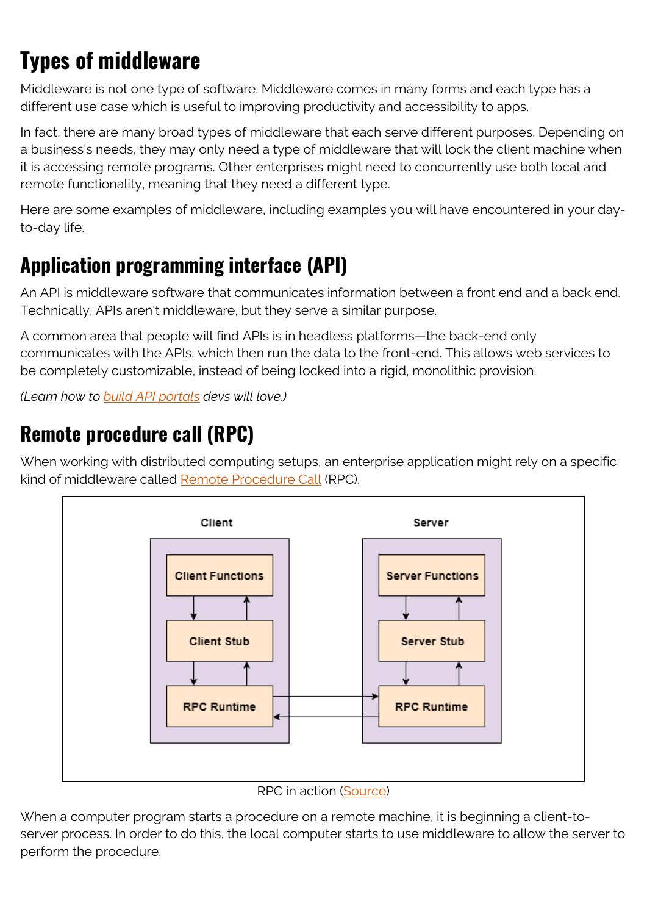## Types of middleware

Middleware is not one type of software. Middleware comes in many forms and each type has a different use case which is useful to improving productivity and accessibility to apps.

In fact, there are many broad types of middleware that each serve different purposes. Depending on a business's needs, they may only need a type of middleware that will lock the client machine when it is accessing remote programs. Other enterprises might need to concurrently use both local and remote functionality, meaning that they need a different type.

Here are some examples of middleware, including examples you will have encountered in your day-to-day life.

## Application programming interface (API)

An API is middleware software that communicates information between a front end and a back end. Technically, APIs aren't middleware, but they serve a similar purpose.

A common area that people will find APIs is in headless platforms—the back-end only communicates with the APIs, which then run the data to the front-end. This allows web services to be completely customizable, instead of being locked into a rigid, monolithic provision.

*(Learn how to [build API portals](#) devs will love.)*

## Remote procedure call (RPC)

When working with distributed computing setups, an enterprise application might rely on a specific kind of middleware called [Remote Procedure Call](#) (RPC).

RPC in action ([Source](#))

When a computer program starts a procedure on a remote machine, it is beginning a client-to-server process. In order to do this, the local computer starts to use middleware to allow the server to perform the procedure.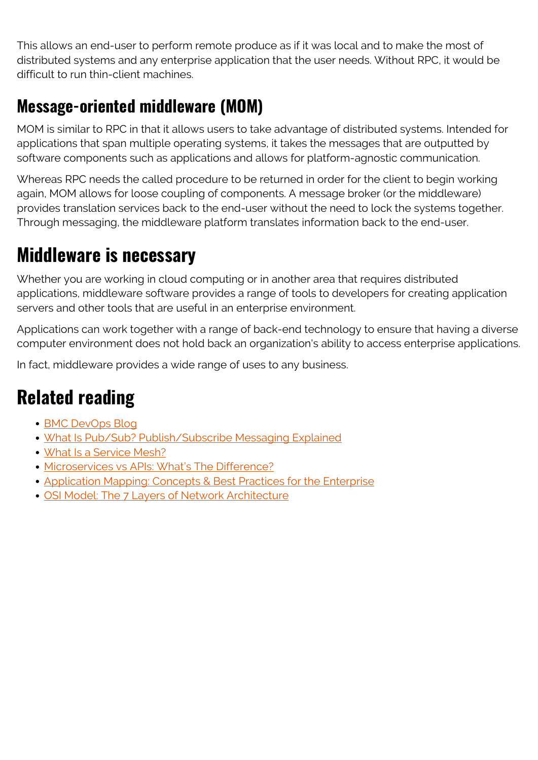This allows an end-user to perform remote produce as if it was local and to make the most of distributed systems and any enterprise application that the user needs. Without RPC, it would be difficult to run thin-client machines.

## Message-oriented middleware (MOM)

MOM is similar to RPC in that it allows users to take advantage of distributed systems. Intended for applications that span multiple operating systems, it takes the messages that are outputted by software components such as applications and allows for platform-agnostic communication.

Whereas RPC needs the called procedure to be returned in order for the client to begin working again, MOM allows for loose coupling of components. A message broker (or the middleware) provides translation services back to the end-user without the need to lock the systems together. Through messaging, the middleware platform translates information back to the end-user.

# Middleware is necessary

Whether you are working in cloud computing or in another area that requires distributed applications, middleware software provides a range of tools to developers for creating application servers and other tools that are useful in an enterprise environment.

Applications can work together with a range of back-end technology to ensure that having a diverse computer environment does not hold back an organization's ability to access enterprise applications.

In fact, middleware provides a wide range of uses to any business.

# Related reading

- BMC DevOps Blog
- What Is Pub/Sub? Publish/Subscribe Messaging Explained
- What Is a Service Mesh?
- Microservices vs APIs: What's The Difference?
- Application Mapping: Concepts & Best Practices for the Enterprise
- OSI Model: The 7 Layers of Network Architecture